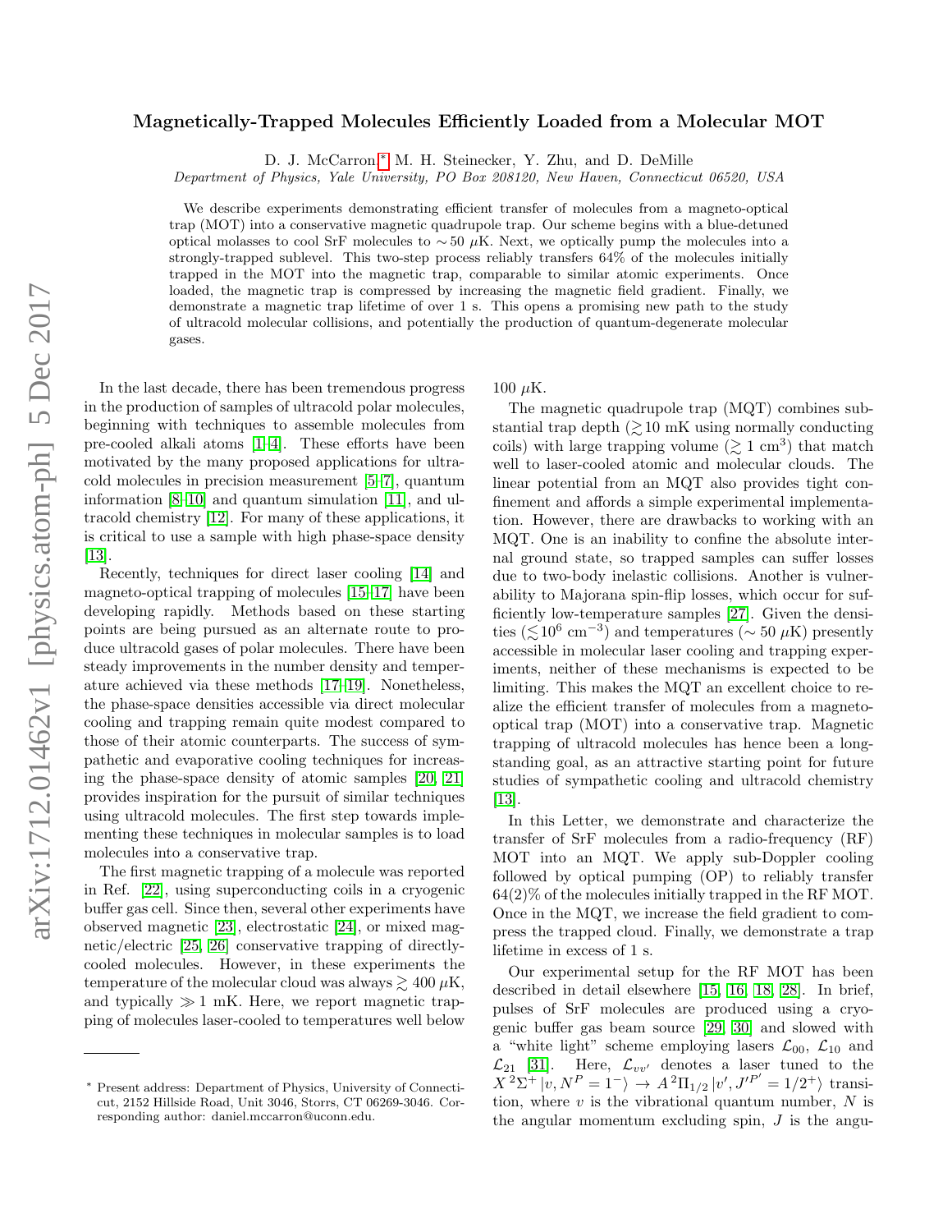# Magnetically-Trapped Molecules Efficiently Loaded from a Molecular MOT

D. J. McCarron,* M. H. Steinecker, Y. Zhu, and D. DeMille

*Department of Physics, Yale University, PO Box 208120, New Haven, Connecticut 06520, USA*

We describe experiments demonstrating efficient transfer of molecules from a magneto-optical trap (MOT) into a conservative magnetic quadrupole trap. Our scheme begins with a blue-detuned optical molasses to cool SrF molecules to $\sim 50\ \mu$K. Next, we optically pump the molecules into a strongly-trapped sublevel. This two-step process reliably transfers 64% of the molecules initially trapped in the MOT into the magnetic trap, comparable to similar atomic experiments. Once loaded, the magnetic trap is compressed by increasing the magnetic field gradient. Finally, we demonstrate a magnetic trap lifetime of over 1 s. This opens a promising new path to the study of ultracold molecular collisions, and potentially the production of quantum-degenerate molecular gases.

In the last decade, there has been tremendous progress in the production of samples of ultracold polar molecules, beginning with techniques to assemble molecules from pre-cooled alkali atoms [1–4]. These efforts have been motivated by the many proposed applications for ultracold molecules in precision measurement [5–7], quantum information [8–10] and quantum simulation [11], and ultracold chemistry [12]. For many of these applications, it is critical to use a sample with high phase-space density [13].

Recently, techniques for direct laser cooling [14] and magneto-optical trapping of molecules [15–17] have been developing rapidly. Methods based on these starting points are being pursued as an alternate route to produce ultracold gases of polar molecules. There have been steady improvements in the number density and temperature achieved via these methods [17–19]. Nonetheless, the phase-space densities accessible via direct molecular cooling and trapping remain quite modest compared to those of their atomic counterparts. The success of sympathetic and evaporative cooling techniques for increasing the phase-space density of atomic samples [20, 21] provides inspiration for the pursuit of similar techniques using ultracold molecules. The first step towards implementing these techniques in molecular samples is to load molecules into a conservative trap.

The first magnetic trapping of a molecule was reported in Ref. [22], using superconducting coils in a cryogenic buffer gas cell. Since then, several other experiments have observed magnetic [23], electrostatic [24], or mixed magnetic/electric [25, 26] conservative trapping of directly-cooled molecules. However, in these experiments the temperature of the molecular cloud was always $\gtrsim 400\ \mu$K, and typically $\gg 1$ mK. Here, we report magnetic trapping of molecules laser-cooled to temperatures well below 100 $\mu$K.

The magnetic quadrupole trap (MQT) combines substantial trap depth ($\gtrsim 10$ mK using normally conducting coils) with large trapping volume ($\gtrsim 1$ cm$^3$) that match well to laser-cooled atomic and molecular clouds. The linear potential from an MQT also provides tight confinement and affords a simple experimental implementation. However, there are drawbacks to working with an MQT. One is an inability to confine the absolute internal ground state, so trapped samples can suffer losses due to two-body inelastic collisions. Another is vulnerability to Majorana spin-flip losses, which occur for sufficiently low-temperature samples [27]. Given the densities ($\lesssim 10^6$ cm$^{-3}$) and temperatures ($\sim 50\ \mu$K) presently accessible in molecular laser cooling and trapping experiments, neither of these mechanisms is expected to be limiting. This makes the MQT an excellent choice to realize the efficient transfer of molecules from a magneto-optical trap (MOT) into a conservative trap. Magnetic trapping of ultracold molecules has hence been a long-standing goal, as an attractive starting point for future studies of sympathetic cooling and ultracold chemistry [13].

In this Letter, we demonstrate and characterize the transfer of SrF molecules from a radio-frequency (RF) MOT into an MQT. We apply sub-Doppler cooling followed by optical pumping (OP) to reliably transfer 64(2)% of the molecules initially trapped in the RF MOT. Once in the MQT, we increase the field gradient to compress the trapped cloud. Finally, we demonstrate a trap lifetime in excess of 1 s.

Our experimental setup for the RF MOT has been described in detail elsewhere [15, 16, 18, 28]. In brief, pulses of SrF molecules are produced using a cryogenic buffer gas beam source [29, 30] and slowed with a "white light" scheme employing lasers $\mathcal{L}_{00}$, $\mathcal{L}_{10}$ and $\mathcal{L}_{21}$ [31]. Here, $\mathcal{L}_{vv'}$ denotes a laser tuned to the $X\,^2\Sigma^+|v, N^P = 1^-\rangle \rightarrow A\,^2\Pi_{1/2}|v', J'^{P'} = 1/2^+\rangle$ transition, where $v$ is the vibrational quantum number, $N$ is the angular momentum excluding spin, $J$ is the angu-

* Present address: Department of Physics, University of Connecticut, 2152 Hillside Road, Unit 3046, Storrs, CT 06269-3046. Corresponding author: daniel.mccarron@uconn.edu.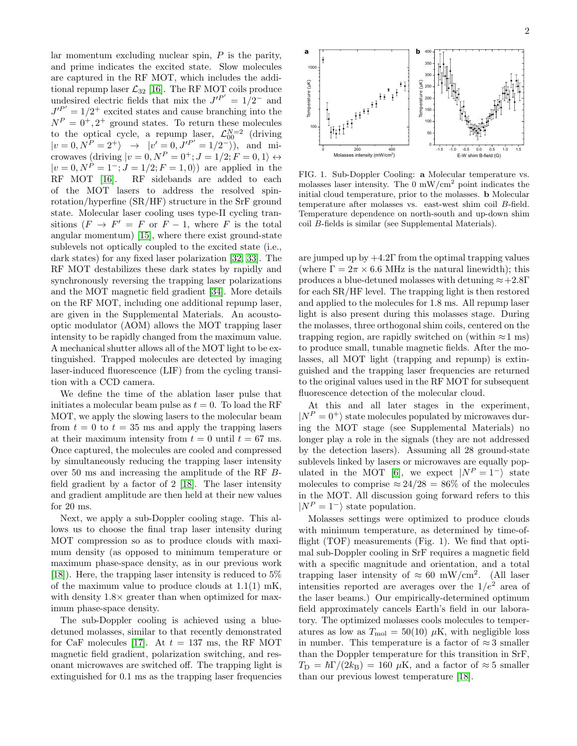lar momentum excluding nuclear spin, $P$ is the parity, and prime indicates the excited state. Slow molecules are captured in the RF MOT, which includes the additional repump laser $\mathcal{L}_{32}$ [16]. The RF MOT coils produce undesired electric fields that mix the $J'^{P'} = 1/2^-$ and $J'^{P'} = 1/2^+$ excited states and cause branching into the $N^P = 0^+, 2^+$ ground states. To return these molecules to the optical cycle, a repump laser, $\mathcal{L}_{00}^{N=2}$ (driving $|v=0, N^P = 2^+\rangle \rightarrow |v'=0, J'^{P'} = 1/2^-\rangle$), and microwaves (driving $|v=0, N^P = 0^+; J=1/2; F=0,1\rangle \leftrightarrow |v=0, N^P = 1^-; J=1/2; F=1,0\rangle$) are applied in the RF MOT [16]. RF sidebands are added to each of the MOT lasers to address the resolved spin-rotation/hyperfine (SR/HF) structure in the SrF ground state. Molecular laser cooling uses type-II cycling transitions ($F \rightarrow F' = F$ or $F-1$, where $F$ is the total angular momentum) [15], where there exist ground-state sublevels not optically coupled to the excited state (i.e., dark states) for any fixed laser polarization [32, 33]. The RF MOT destabilizes these dark states by rapidly and synchronously reversing the trapping laser polarizations and the MOT magnetic field gradient [34]. More details on the RF MOT, including one additional repump laser, are given in the Supplemental Materials. An acousto-optic modulator (AOM) allows the MOT trapping laser intensity to be rapidly changed from the maximum value. A mechanical shutter allows all of the MOT light to be extinguished. Trapped molecules are detected by imaging laser-induced fluorescence (LIF) from the cycling transition with a CCD camera.

We define the time of the ablation laser pulse that initiates a molecular beam pulse as $t = 0$. To load the RF MOT, we apply the slowing lasers to the molecular beam from $t = 0$ to $t = 35$ ms and apply the trapping lasers at their maximum intensity from $t = 0$ until $t = 67$ ms. Once captured, the molecules are cooled and compressed by simultaneously reducing the trapping laser intensity over 50 ms and increasing the amplitude of the RF $B$-field gradient by a factor of 2 [18]. The laser intensity and gradient amplitude are then held at their new values for 20 ms.

Next, we apply a sub-Doppler cooling stage. This allows us to choose the final trap laser intensity during MOT compression so as to produce clouds with maximum density (as opposed to minimum temperature or maximum phase-space density, as in our previous work [18]). Here, the trapping laser intensity is reduced to 5% of the maximum value to produce clouds at 1.1(1) mK, with density 1.8× greater than when optimized for maximum phase-space density.

The sub-Doppler cooling is achieved using a blue-detuned molasses, similar to that recently demonstrated for CaF molecules [17]. At $t = 137$ ms, the RF MOT magnetic field gradient, polarization switching, and resonant microwaves are switched off. The trapping light is extinguished for 0.1 ms as the trapping laser frequencies are jumped up by $+4.2\Gamma$ from the optimal trapping values (where $\Gamma = 2\pi \times 6.6$ MHz is the natural linewidth); this produces a blue-detuned molasses with detuning $\approx +2.8\Gamma$ for each SR/HF level. The trapping light is then restored and applied to the molecules for 1.8 ms. All repump laser light is also present during this molasses stage. During the molasses, three orthogonal shim coils, centered on the trapping region, are rapidly switched on (within $\approx 1$ ms) to produce small, tunable magnetic fields. After the molasses, all MOT light (trapping and repump) is extinguished and the trapping laser frequencies are returned to the original values used in the RF MOT for subsequent fluorescence detection of the molecular cloud.

FIG. 1. Sub-Doppler Cooling: **a** Molecular temperature vs. molasses laser intensity. The 0 mW/cm$^2$ point indicates the initial cloud temperature, prior to the molasses. **b** Molecular temperature after molasses vs. east-west shim coil $B$-field. Temperature dependence on north-south and up-down shim coil $B$-fields is similar (see Supplemental Materials).

At this and all later stages in the experiment, $|N^P = 0^+\rangle$ state molecules populated by microwaves during the MOT stage (see Supplemental Materials) no longer play a role in the signals (they are not addressed by the detection lasers). Assuming all 28 ground-state sublevels linked by lasers or microwaves are equally populated in the MOT [6], we expect $|N^P = 1^-\rangle$ state molecules to comprise $\approx 24/28 = 86\%$ of the molecules in the MOT. All discussion going forward refers to this $|N^P = 1^-\rangle$ state population.

Molasses settings were optimized to produce clouds with minimum temperature, as determined by time-of-flight (TOF) measurements (Fig. 1). We find that optimal sub-Doppler cooling in SrF requires a magnetic field with a specific magnitude and orientation, and a total trapping laser intensity of $\approx 60$ mW/cm$^2$. (All laser intensities reported are averages over the $1/e^2$ area of the laser beams.) Our empirically-determined optimum field approximately cancels Earth's field in our laboratory. The optimized molasses cools molecules to temperatures as low as $T_{\rm mol} = 50(10)$ $\mu$K, with negligible loss in number. This temperature is a factor of $\approx 3$ smaller than the Doppler temperature for this transition in SrF, $T_{\rm D} = \hbar\Gamma/(2k_{\rm B}) = 160$ $\mu$K, and a factor of $\approx 5$ smaller than our previous lowest temperature [18].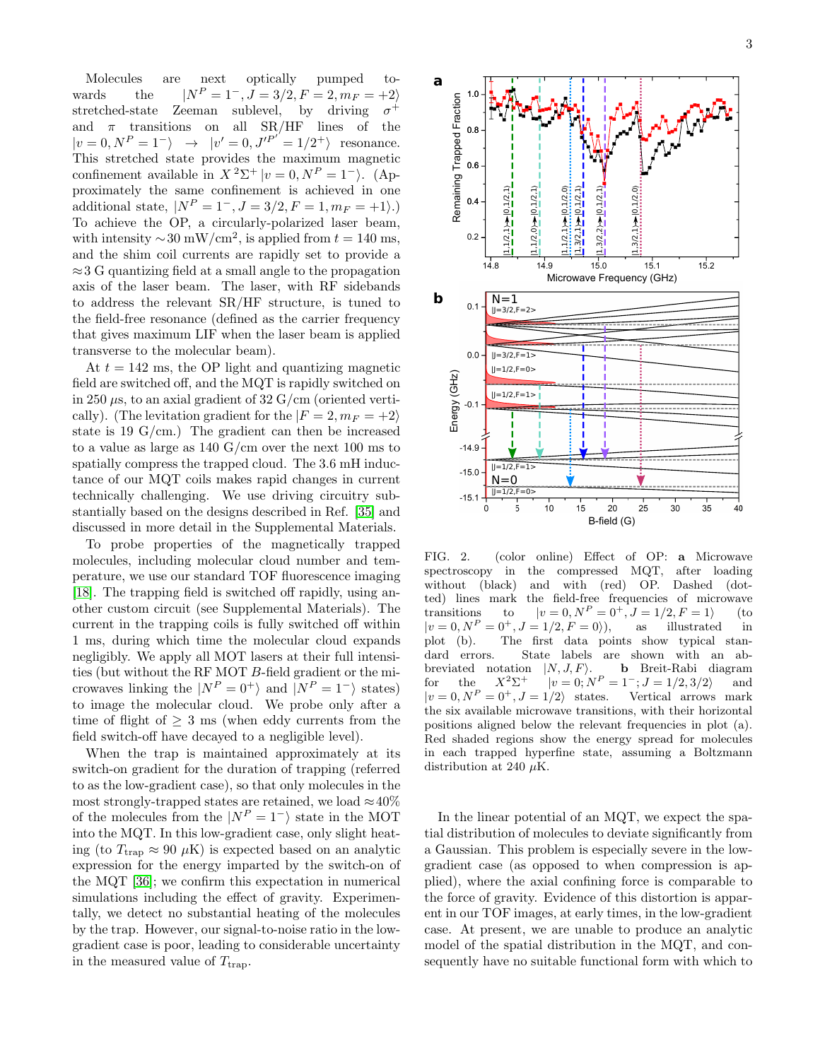Molecules are next optically pumped towards the $|N^P = 1^-, J = 3/2, F = 2, m_F = +2\rangle$ stretched-state Zeeman sublevel, by driving $\sigma^+$ and $\pi$ transitions on all SR/HF lines of the $|v = 0, N^P = 1^-\rangle \rightarrow |v' = 0, J'^{P'} = 1/2^+\rangle$ resonance. This stretched state provides the maximum magnetic confinement available in $X\,^2\Sigma^+\,|v = 0, N^P = 1^-\rangle$. (Approximately the same confinement is achieved in one additional state, $|N^P = 1^-, J = 3/2, F = 1, m_F = +1\rangle$.) To achieve the OP, a circularly-polarized laser beam, with intensity $\sim$30 mW/cm$^2$, is applied from $t = 140$ ms, and the shim coil currents are rapidly set to provide a $\approx$3 G quantizing field at a small angle to the propagation axis of the laser beam. The laser, with RF sidebands to address the relevant SR/HF structure, is tuned to the field-free resonance (defined as the carrier frequency that gives maximum LIF when the laser beam is applied transverse to the molecular beam).

At $t = 142$ ms, the OP light and quantizing magnetic field are switched off, and the MQT is rapidly switched on in 250 $\mu$s, to an axial gradient of 32 G/cm (oriented vertically). (The levitation gradient for the $|F = 2, m_F = +2\rangle$ state is 19 G/cm.) The gradient can then be increased to a value as large as 140 G/cm over the next 100 ms to spatially compress the trapped cloud. The 3.6 mH inductance of our MQT coils makes rapid changes in current technically challenging. We use driving circuitry substantially based on the designs described in Ref. [35] and discussed in more detail in the Supplemental Materials.

To probe properties of the magnetically trapped molecules, including molecular cloud number and temperature, we use our standard TOF fluorescence imaging [18]. The trapping field is switched off rapidly, using another custom circuit (see Supplemental Materials). The current in the trapping coils is fully switched off within 1 ms, during which time the molecular cloud expands negligibly. We apply all MOT lasers at their full intensities (but without the RF MOT $B$-field gradient or the microwaves linking the $|N^P = 0^+\rangle$ and $|N^P = 1^-\rangle$ states) to image the molecular cloud. We probe only after a time of flight of $\geq 3$ ms (when eddy currents from the field switch-off have decayed to a negligible level).

When the trap is maintained approximately at its switch-on gradient for the duration of trapping (referred to as the low-gradient case), so that only molecules in the most strongly-trapped states are retained, we load $\approx$40% of the molecules from the $|N^P = 1^-\rangle$ state in the MOT into the MQT. In this low-gradient case, only slight heating (to $T_{\rm trap} \approx 90$ $\mu$K) is expected based on an analytic expression for the energy imparted by the switch-on of the MQT [36]; we confirm this expectation in numerical simulations including the effect of gravity. Experimentally, we detect no substantial heating of the molecules by the trap. However, our signal-to-noise ratio in the low-gradient case is poor, leading to considerable uncertainty in the measured value of $T_{\rm trap}$.

FIG. 2. (color online) Effect of OP: **a** Microwave spectroscopy in the compressed MQT, after loading without (black) and with (red) OP. Dashed (dotted) lines mark the field-free frequencies of microwave transitions to $|v = 0, N^P = 0^+, J = 1/2, F = 1\rangle$ (to $|v = 0, N^P = 0^+, J = 1/2, F = 0\rangle$), as illustrated in plot (b). The first data points show typical standard errors. State labels are shown with an abbreviated notation $|N, J, F\rangle$. **b** Breit-Rabi diagram for the $X^2\Sigma^+$ $|v = 0; N^P = 1^-; J = 1/2, 3/2\rangle$ and $|v = 0, N^P = 0^+, J = 1/2\rangle$ states. Vertical arrows mark the six available microwave transitions, with their horizontal positions aligned below the relevant frequencies in plot (a). Red shaded regions show the energy spread for molecules in each trapped hyperfine state, assuming a Boltzmann distribution at 240 $\mu$K.

In the linear potential of an MQT, we expect the spatial distribution of molecules to deviate significantly from a Gaussian. This problem is especially severe in the low-gradient case (as opposed to when compression is applied), where the axial confining force is comparable to the force of gravity. Evidence of this distortion is apparent in our TOF images, at early times, in the low-gradient case. At present, we are unable to produce an analytic model of the spatial distribution in the MQT, and consequently have no suitable functional form with which to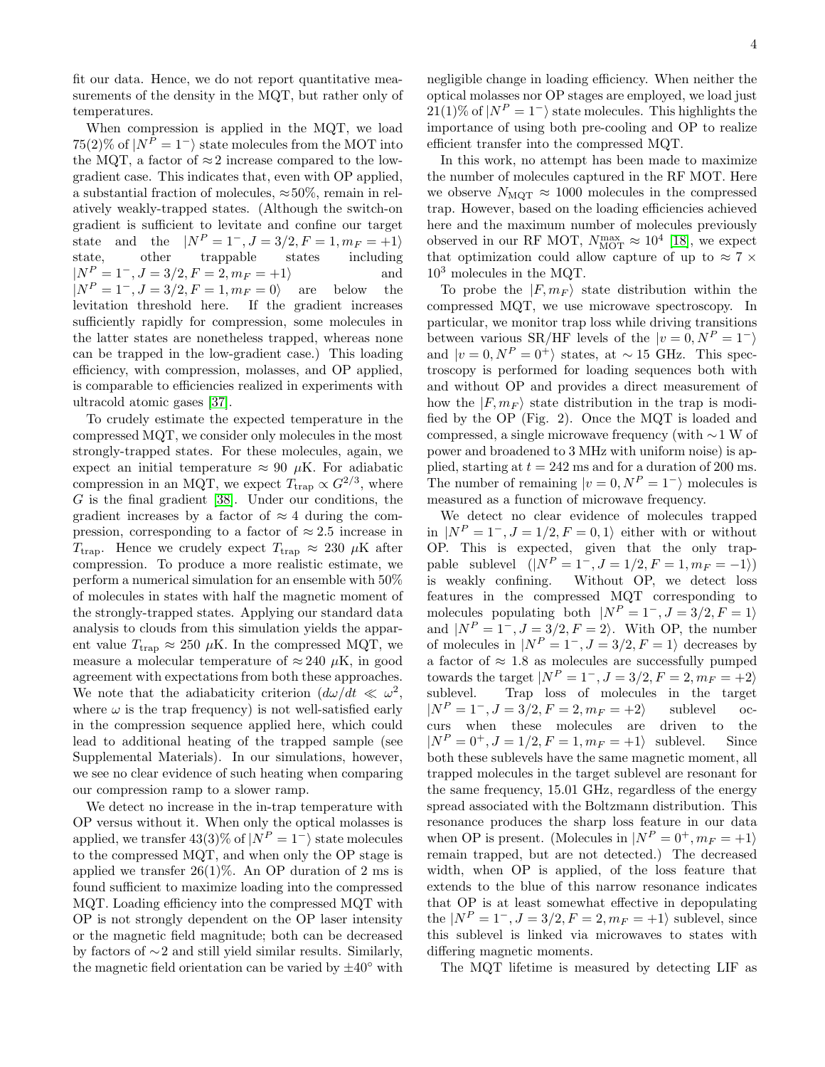fit our data. Hence, we do not report quantitative measurements of the density in the MQT, but rather only of temperatures.

When compression is applied in the MQT, we load 75(2)% of $|N^P = 1^-\rangle$ state molecules from the MOT into the MQT, a factor of $\approx 2$ increase compared to the low-gradient case. This indicates that, even with OP applied, a substantial fraction of molecules, $\approx$50%, remain in relatively weakly-trapped states. (Although the switch-on gradient is sufficient to levitate and confine our target state and the $|N^P = 1^-, J = 3/2, F = 1, m_F = +1\rangle$ state, other trappable states including $|N^P = 1^-, J = 3/2, F = 2, m_F = +1\rangle$ and $|N^P = 1^-, J = 3/2, F = 1, m_F = 0\rangle$ are below the levitation threshold here. If the gradient increases sufficiently rapidly for compression, some molecules in the latter states are nonetheless trapped, whereas none can be trapped in the low-gradient case.) This loading efficiency, with compression, molasses, and OP applied, is comparable to efficiencies realized in experiments with ultracold atomic gases [37].

To crudely estimate the expected temperature in the compressed MQT, we consider only molecules in the most strongly-trapped states. For these molecules, again, we expect an initial temperature $\approx$ 90 $\mu$K. For adiabatic compression in an MQT, we expect $T_{\rm trap} \propto G^{2/3}$, where $G$ is the final gradient [38]. Under our conditions, the gradient increases by a factor of $\approx 4$ during the compression, corresponding to a factor of $\approx 2.5$ increase in $T_{\rm trap}$. Hence we crudely expect $T_{\rm trap} \approx$ 230 $\mu$K after compression. To produce a more realistic estimate, we perform a numerical simulation for an ensemble with 50% of molecules in states with half the magnetic moment of the strongly-trapped states. Applying our standard data analysis to clouds from this simulation yields the apparent value $T_{\rm trap} \approx$ 250 $\mu$K. In the compressed MQT, we measure a molecular temperature of $\approx$240 $\mu$K, in good agreement with expectations from both these approaches. We note that the adiabaticity criterion ($d\omega/dt \ll \omega^2$, where $\omega$ is the trap frequency) is not well-satisfied early in the compression sequence applied here, which could lead to additional heating of the trapped sample (see Supplemental Materials). In our simulations, however, we see no clear evidence of such heating when comparing our compression ramp to a slower ramp.

We detect no increase in the in-trap temperature with OP versus without it. When only the optical molasses is applied, we transfer 43(3)% of $|N^P = 1^-\rangle$ state molecules to the compressed MQT, and when only the OP stage is applied we transfer 26(1)%. An OP duration of 2 ms is found sufficient to maximize loading into the compressed MQT. Loading efficiency into the compressed MQT with OP is not strongly dependent on the OP laser intensity or the magnetic field magnitude; both can be decreased by factors of $\sim$2 and still yield similar results. Similarly, the magnetic field orientation can be varied by $\pm 40^\circ$ with negligible change in loading efficiency. When neither the optical molasses nor OP stages are employed, we load just 21(1)% of $|N^P = 1^-\rangle$ state molecules. This highlights the importance of using both pre-cooling and OP to realize efficient transfer into the compressed MQT.

In this work, no attempt has been made to maximize the number of molecules captured in the RF MOT. Here we observe $N_{\rm MQT} \approx 1000$ molecules in the compressed trap. However, based on the loading efficiencies achieved here and the maximum number of molecules previously observed in our RF MOT, $N_{\rm MOT}^{\rm max} \approx 10^4$ [18], we expect that optimization could allow capture of up to $\approx 7 \times 10^3$ molecules in the MQT.

To probe the $|F, m_F\rangle$ state distribution within the compressed MQT, we use microwave spectroscopy. In particular, we monitor trap loss while driving transitions between various SR/HF levels of the $|v = 0, N^P = 1^-\rangle$ and $|v = 0, N^P = 0^+\rangle$ states, at $\sim$ 15 GHz. This spectroscopy is performed for loading sequences both with and without OP and provides a direct measurement of how the $|F, m_F\rangle$ state distribution in the trap is modified by the OP (Fig. 2). Once the MQT is loaded and compressed, a single microwave frequency (with $\sim$1 W of power and broadened to 3 MHz with uniform noise) is applied, starting at $t = 242$ ms and for a duration of 200 ms. The number of remaining $|v = 0, N^P = 1^-\rangle$ molecules is measured as a function of microwave frequency.

We detect no clear evidence of molecules trapped in $|N^P = 1^-, J = 1/2, F = 0, 1\rangle$ either with or without OP. This is expected, given that the only trappable sublevel ($|N^P = 1^-, J = 1/2, F = 1, m_F = -1\rangle$) is weakly confining. Without OP, we detect loss features in the compressed MQT corresponding to molecules populating both $|N^P = 1^-, J = 3/2, F = 1\rangle$ and $|N^P = 1^-, J = 3/2, F = 2\rangle$. With OP, the number of molecules in $|N^P = 1^-, J = 3/2, F = 1\rangle$ decreases by a factor of $\approx$ 1.8 as molecules are successfully pumped towards the target $|N^P = 1^-, J = 3/2, F = 2, m_F = +2\rangle$ sublevel. Trap loss of molecules in the target $|N^P = 1^-, J = 3/2, F = 2, m_F = +2\rangle$ sublevel occurs when these molecules are driven to the $|N^P = 0^+, J = 1/2, F = 1, m_F = +1\rangle$ sublevel. Since both these sublevels have the same magnetic moment, all trapped molecules in the target sublevel are resonant for the same frequency, 15.01 GHz, regardless of the energy spread associated with the Boltzmann distribution. This resonance produces the sharp loss feature in our data when OP is present. (Molecules in $|N^P = 0^+, m_F = +1\rangle$ remain trapped, but are not detected.) The decreased width, when OP is applied, of the loss feature that extends to the blue of this narrow resonance indicates that OP is at least somewhat effective in depopulating the $|N^P = 1^-, J = 3/2, F = 2, m_F = +1\rangle$ sublevel, since this sublevel is linked via microwaves to states with differing magnetic moments.

The MQT lifetime is measured by detecting LIF as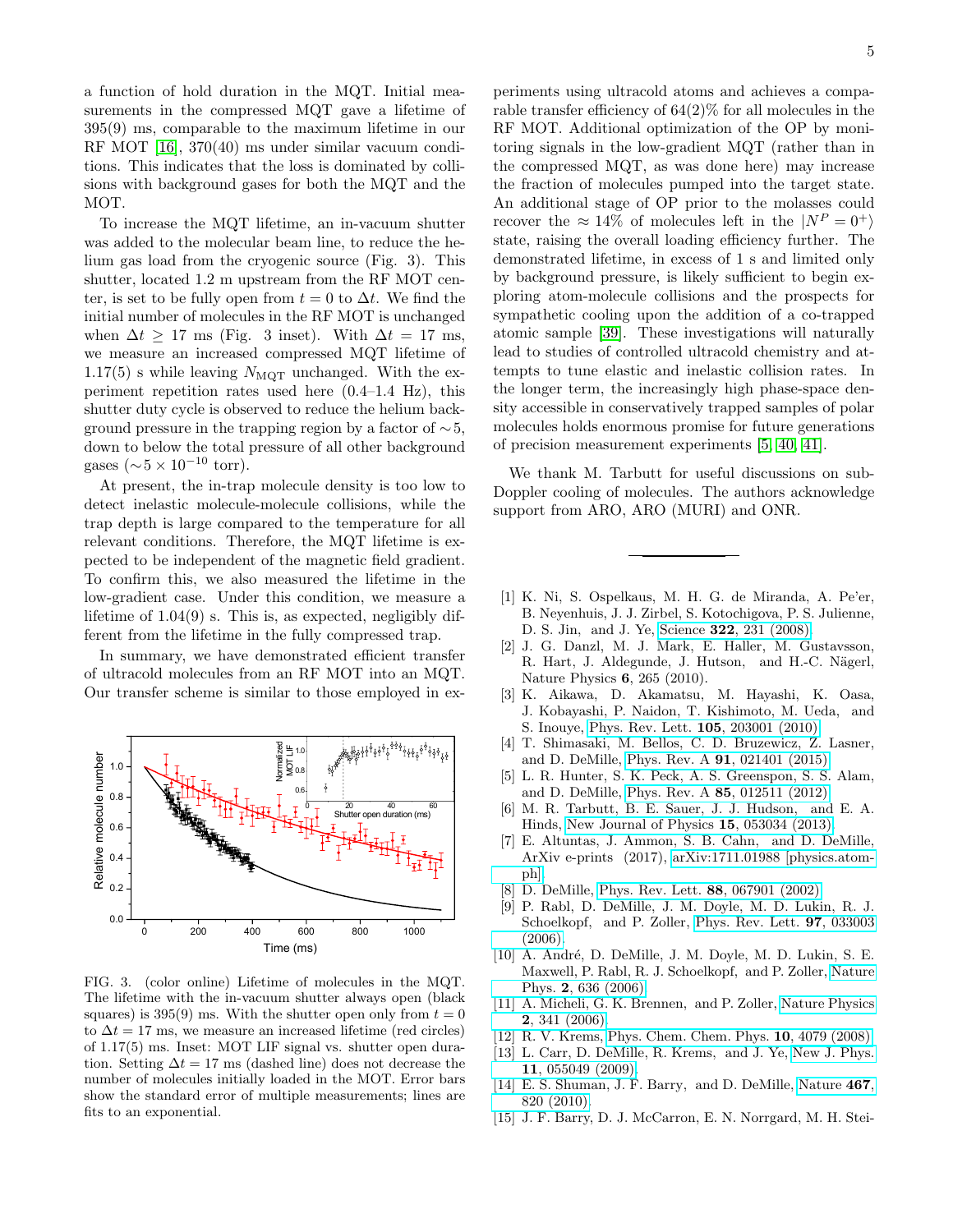a function of hold duration in the MQT. Initial measurements in the compressed MQT gave a lifetime of 395(9) ms, comparable to the maximum lifetime in our RF MOT [16], 370(40) ms under similar vacuum conditions. This indicates that the loss is dominated by collisions with background gases for both the MQT and the MOT.

To increase the MQT lifetime, an in-vacuum shutter was added to the molecular beam line, to reduce the helium gas load from the cryogenic source (Fig. 3). This shutter, located 1.2 m upstream from the RF MOT center, is set to be fully open from $t = 0$ to $\Delta t$. We find the initial number of molecules in the RF MOT is unchanged when $\Delta t \geq 17$ ms (Fig. 3 inset). With $\Delta t = 17$ ms, we measure an increased compressed MQT lifetime of 1.17(5) s while leaving $N_{\rm MQT}$ unchanged. With the experiment repetition rates used here (0.4–1.4 Hz), this shutter duty cycle is observed to reduce the helium background pressure in the trapping region by a factor of $\sim 5$, down to below the total pressure of all other background gases ($\sim 5 \times 10^{-10}$ torr).

At present, the in-trap molecule density is too low to detect inelastic molecule-molecule collisions, while the trap depth is large compared to the temperature for all relevant conditions. Therefore, the MQT lifetime is expected to be independent of the magnetic field gradient. To confirm this, we also measured the lifetime in the low-gradient case. Under this condition, we measure a lifetime of 1.04(9) s. This is, as expected, negligibly different from the lifetime in the fully compressed trap.

In summary, we have demonstrated efficient transfer of ultracold molecules from an RF MOT into an MQT. Our transfer scheme is similar to those employed in experiments using ultracold atoms and achieves a comparable transfer efficiency of 64(2)% for all molecules in the RF MOT. Additional optimization of the OP by monitoring signals in the low-gradient MQT (rather than in the compressed MQT, as was done here) may increase the fraction of molecules pumped into the target state. An additional stage of OP prior to the molasses could recover the $\approx 14\%$ of molecules left in the $|N^P = 0^+\rangle$ state, raising the overall loading efficiency further. The demonstrated lifetime, in excess of 1 s and limited only by background pressure, is likely sufficient to begin exploring atom-molecule collisions and the prospects for sympathetic cooling upon the addition of a co-trapped atomic sample [39]. These investigations will naturally lead to studies of controlled ultracold chemistry and attempts to tune elastic and inelastic collision rates. In the longer term, the increasingly high phase-space density accessible in conservatively trapped samples of polar molecules holds enormous promise for future generations of precision measurement experiments [5, 40, 41].

FIG. 3. (color online) Lifetime of molecules in the MQT. The lifetime with the in-vacuum shutter always open (black squares) is 395(9) ms. With the shutter open only from $t = 0$ to $\Delta t = 17$ ms, we measure an increased lifetime (red circles) of 1.17(5) ms. Inset: MOT LIF signal vs. shutter open duration. Setting $\Delta t = 17$ ms (dashed line) does not decrease the number of molecules initially loaded in the MOT. Error bars show the standard error of multiple measurements; lines are fits to an exponential.

We thank M. Tarbutt for useful discussions on sub-Doppler cooling of molecules. The authors acknowledge support from ARO, ARO (MURI) and ONR.

---

[1] K. Ni, S. Ospelkaus, M. H. G. de Miranda, A. Pe'er, B. Neyenhuis, J. J. Zirbel, S. Kotochigova, P. S. Julienne, D. S. Jin, and J. Ye, Science **322**, 231 (2008).

[2] J. G. Danzl, M. J. Mark, E. Haller, M. Gustavsson, R. Hart, J. Aldegunde, J. Hutson, and H.-C. Nägerl, Nature Physics **6**, 265 (2010).

[3] K. Aikawa, D. Akamatsu, M. Hayashi, K. Oasa, J. Kobayashi, P. Naidon, T. Kishimoto, M. Ueda, and S. Inouye, Phys. Rev. Lett. **105**, 203001 (2010).

[4] T. Shimasaki, M. Bellos, C. D. Bruzewicz, Z. Lasner, and D. DeMille, Phys. Rev. A **91**, 021401 (2015).

[5] L. R. Hunter, S. K. Peck, A. S. Greenspon, S. S. Alam, and D. DeMille, Phys. Rev. A **85**, 012511 (2012).

[6] M. R. Tarbutt, B. E. Sauer, J. J. Hudson, and E. A. Hinds, New Journal of Physics **15**, 053034 (2013).

[7] E. Altuntas, J. Ammon, S. B. Cahn, and D. DeMille, ArXiv e-prints (2017), arXiv:1711.01988 [physics.atom-ph].

[8] D. DeMille, Phys. Rev. Lett. **88**, 067901 (2002).

[9] P. Rabl, D. DeMille, J. M. Doyle, M. D. Lukin, R. J. Schoelkopf, and P. Zoller, Phys. Rev. Lett. **97**, 033003 (2006).

[10] A. André, D. DeMille, J. M. Doyle, M. D. Lukin, S. E. Maxwell, P. Rabl, R. J. Schoelkopf, and P. Zoller, Nature Phys. **2**, 636 (2006).

[11] A. Micheli, G. K. Brennen, and P. Zoller, Nature Physics **2**, 341 (2006).

[12] R. V. Krems, Phys. Chem. Chem. Phys. **10**, 4079 (2008).

[13] L. Carr, D. DeMille, R. Krems, and J. Ye, New J. Phys. **11**, 055049 (2009).

[14] E. S. Shuman, J. F. Barry, and D. DeMille, Nature **467**, 820 (2010).

[15] J. F. Barry, D. J. McCarron, E. N. Norrgard, M. H. Stei-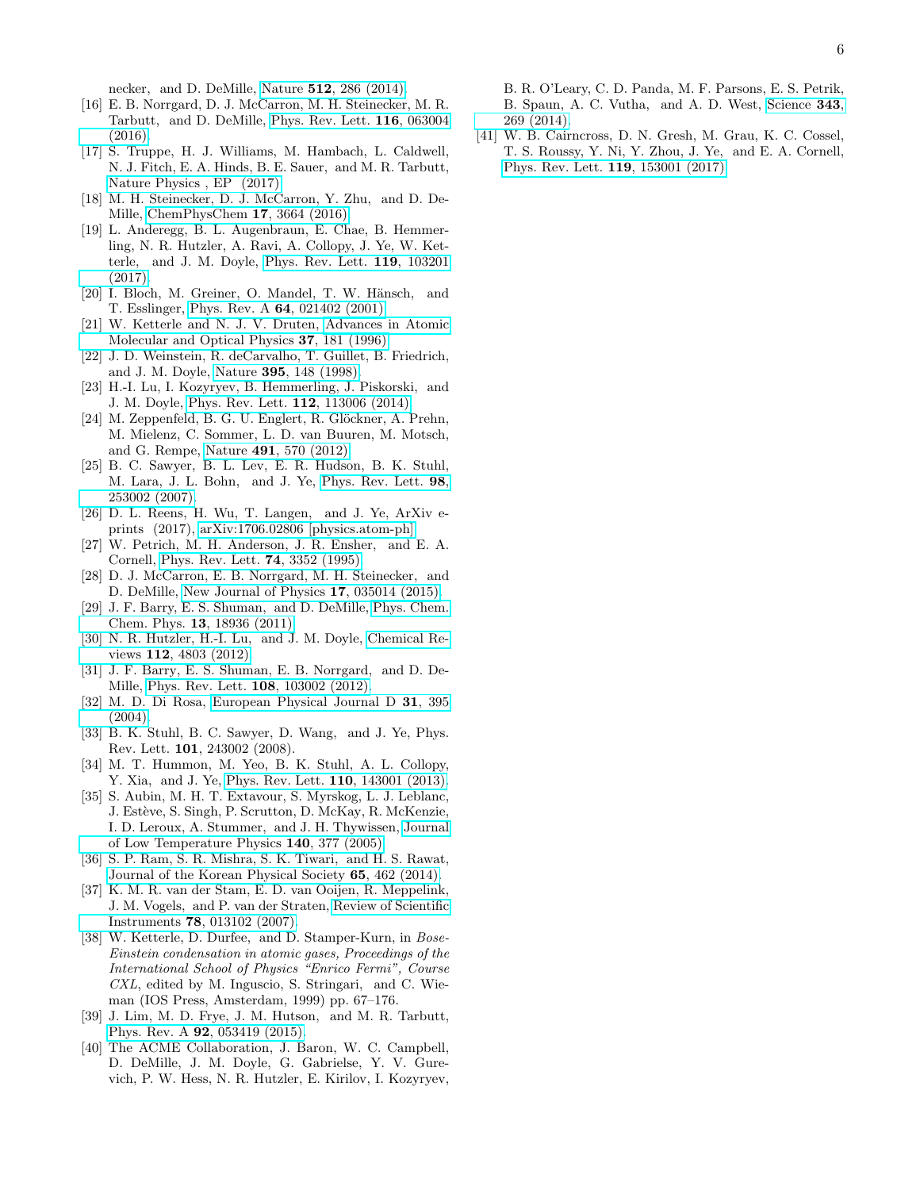necker, and D. DeMille, Nature **512**, 286 (2014).

- [16] E. B. Norrgard, D. J. McCarron, M. H. Steinecker, M. R. Tarbutt, and D. DeMille, Phys. Rev. Lett. **116**, 063004 (2016).
- [17] S. Truppe, H. J. Williams, M. Hambach, L. Caldwell, N. J. Fitch, E. A. Hinds, B. E. Sauer, and M. R. Tarbutt, Nature Physics , EP (2017).
- [18] M. H. Steinecker, D. J. McCarron, Y. Zhu, and D. DeMille, ChemPhysChem **17**, 3664 (2016).
- [19] L. Anderegg, B. L. Augenbraun, E. Chae, B. Hemmerling, N. R. Hutzler, A. Ravi, A. Collopy, J. Ye, W. Ketterle, and J. M. Doyle, Phys. Rev. Lett. **119**, 103201 (2017).
- [20] I. Bloch, M. Greiner, O. Mandel, T. W. Hänsch, and T. Esslinger, Phys. Rev. A **64**, 021402 (2001).
- [21] W. Ketterle and N. J. V. Druten, Advances in Atomic Molecular and Optical Physics **37**, 181 (1996).
- [22] J. D. Weinstein, R. deCarvalho, T. Guillet, B. Friedrich, and J. M. Doyle, Nature **395**, 148 (1998).
- [23] H.-I. Lu, I. Kozyryev, B. Hemmerling, J. Piskorski, and J. M. Doyle, Phys. Rev. Lett. **112**, 113006 (2014).
- [24] M. Zeppenfeld, B. G. U. Englert, R. Glöckner, A. Prehn, M. Mielenz, C. Sommer, L. D. van Buuren, M. Motsch, and G. Rempe, Nature **491**, 570 (2012).
- [25] B. C. Sawyer, B. L. Lev, E. R. Hudson, B. K. Stuhl, M. Lara, J. L. Bohn, and J. Ye, Phys. Rev. Lett. **98**, 253002 (2007).
- [26] D. L. Reens, H. Wu, T. Langen, and J. Ye, ArXiv e-prints (2017), arXiv:1706.02806 [physics.atom-ph].
- [27] W. Petrich, M. H. Anderson, J. R. Ensher, and E. A. Cornell, Phys. Rev. Lett. **74**, 3352 (1995).
- [28] D. J. McCarron, E. B. Norrgard, M. H. Steinecker, and D. DeMille, New Journal of Physics **17**, 035014 (2015).
- [29] J. F. Barry, E. S. Shuman, and D. DeMille, Phys. Chem. Chem. Phys. **13**, 18936 (2011).
- [30] N. R. Hutzler, H.-I. Lu, and J. M. Doyle, Chemical Reviews **112**, 4803 (2012).
- [31] J. F. Barry, E. S. Shuman, E. B. Norrgard, and D. DeMille, Phys. Rev. Lett. **108**, 103002 (2012).
- [32] M. D. Di Rosa, European Physical Journal D **31**, 395 (2004).
- [33] B. K. Stuhl, B. C. Sawyer, D. Wang, and J. Ye, Phys. Rev. Lett. **101**, 243002 (2008).
- [34] M. T. Hummon, M. Yeo, B. K. Stuhl, A. L. Collopy, Y. Xia, and J. Ye, Phys. Rev. Lett. **110**, 143001 (2013).
- [35] S. Aubin, M. H. T. Extavour, S. Myrskog, L. J. Leblanc, J. Estève, S. Singh, P. Scrutton, D. McKay, R. McKenzie, I. D. Leroux, A. Stummer, and J. H. Thywissen, Journal of Low Temperature Physics **140**, 377 (2005).
- [36] S. P. Ram, S. R. Mishra, S. K. Tiwari, and H. S. Rawat, Journal of the Korean Physical Society **65**, 462 (2014).
- [37] K. M. R. van der Stam, E. D. van Ooijen, R. Meppelink, J. M. Vogels, and P. van der Straten, Review of Scientific Instruments **78**, 013102 (2007).
- [38] W. Ketterle, D. Durfee, and D. Stamper-Kurn, in *Bose-Einstein condensation in atomic gases, Proceedings of the International School of Physics "Enrico Fermi", Course CXL*, edited by M. Inguscio, S. Stringari, and C. Wieman (IOS Press, Amsterdam, 1999) pp. 67–176.
- [39] J. Lim, M. D. Frye, J. M. Hutson, and M. R. Tarbutt, Phys. Rev. A **92**, 053419 (2015).
- [40] The ACME Collaboration, J. Baron, W. C. Campbell, D. DeMille, J. M. Doyle, G. Gabrielse, Y. V. Gurevich, P. W. Hess, N. R. Hutzler, E. Kirilov, I. Kozyryev, B. R. O'Leary, C. D. Panda, M. F. Parsons, E. S. Petrik, B. Spaun, A. C. Vutha, and A. D. West, Science **343**, 269 (2014).
- [41] W. B. Cairncross, D. N. Gresh, M. Grau, K. C. Cossel, T. S. Roussy, Y. Ni, Y. Zhou, J. Ye, and E. A. Cornell, Phys. Rev. Lett. **119**, 153001 (2017).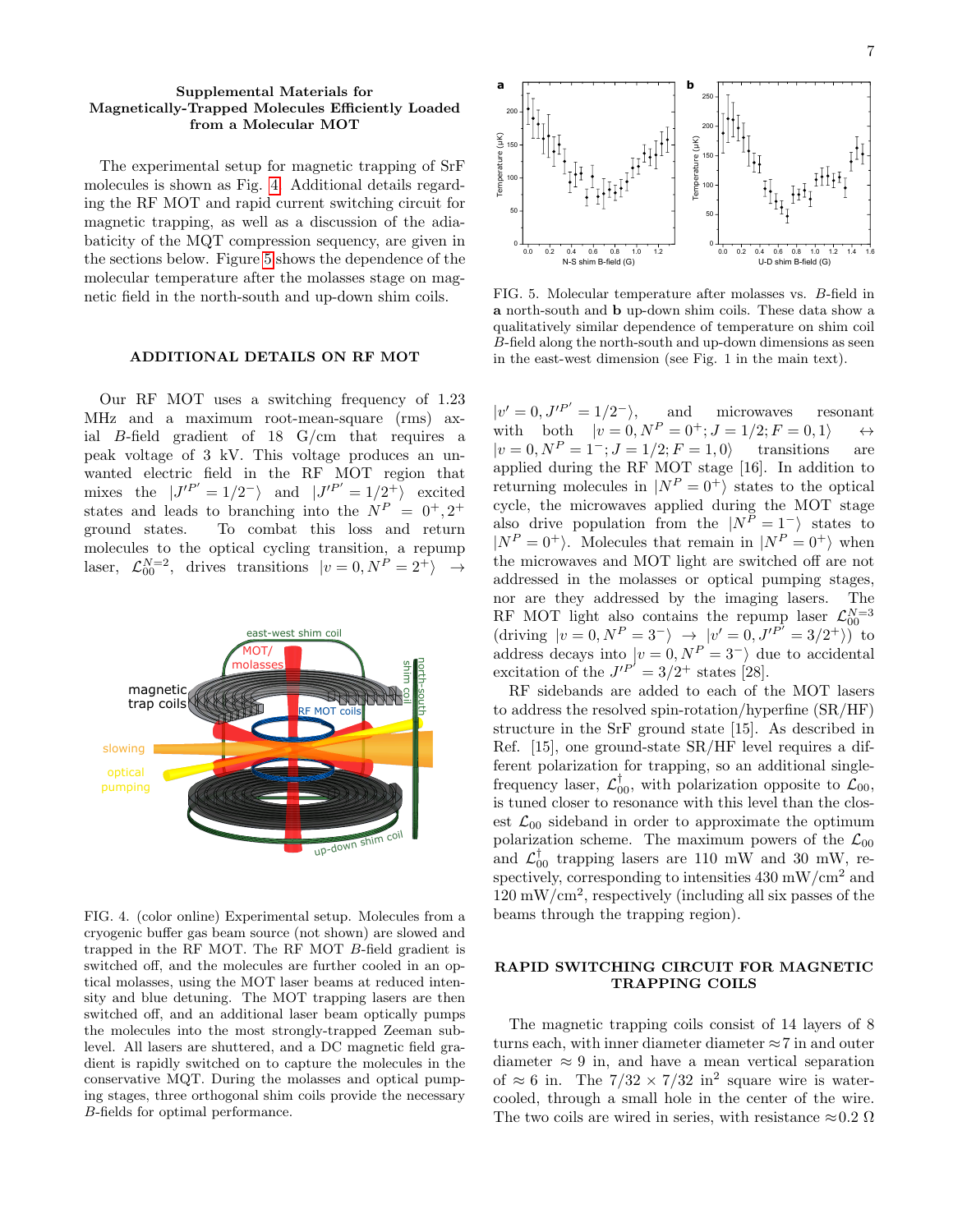## Supplemental Materials for Magnetically-Trapped Molecules Efficiently Loaded from a Molecular MOT

The experimental setup for magnetic trapping of SrF molecules is shown as Fig. 4. Additional details regarding the RF MOT and rapid current switching circuit for magnetic trapping, as well as a discussion of the adiabaticity of the MQT compression sequency, are given in the sections below. Figure 5 shows the dependence of the molecular temperature after the molasses stage on magnetic field in the north-south and up-down shim coils.

## ADDITIONAL DETAILS ON RF MOT

Our RF MOT uses a switching frequency of 1.23 MHz and a maximum root-mean-square (rms) axial $B$-field gradient of 18 G/cm that requires a peak voltage of 3 kV. This voltage produces an unwanted electric field in the RF MOT region that mixes the $|J'^{P'} = 1/2^{-}\rangle$ and $|J'^{P'} = 1/2^{+}\rangle$ excited states and leads to branching into the $N^P = 0^+, 2^+$ ground states. To combat this loss and return molecules to the optical cycling transition, a repump laser, $\mathcal{L}_{00}^{N=2}$, drives transitions $|v = 0, N^P = 2^+\rangle \rightarrow |v' = 0, J'^{P'} = 1/2^{-}\rangle$, and microwaves resonant with both $|v = 0, N^P = 0^+; J = 1/2; F = 0, 1\rangle \leftrightarrow |v = 0, N^P = 1^-; J = 1/2; F = 1, 0\rangle$ transitions are applied during the RF MOT stage [16]. In addition to returning molecules in $|N^P = 0^+\rangle$ states to the optical cycle, the microwaves applied during the MOT stage also drive population from the $|N^P = 1^-\rangle$ states to $|N^P = 0^+\rangle$. Molecules that remain in $|N^P = 0^+\rangle$ when the microwaves and MOT light are switched off are not addressed in the molasses or optical pumping stages, nor are they addressed by the imaging lasers. The RF MOT light also contains the repump laser $\mathcal{L}_{00}^{N=3}$ (driving $|v = 0, N^P = 3^-\rangle \rightarrow |v' = 0, J'^{P'} = 3/2^{+}\rangle$) to address decays into $|v = 0, N^P = 3^-\rangle$ due to accidental excitation of the $J'^{P'} = 3/2^+$ states [28].

RF sidebands are added to each of the MOT lasers to address the resolved spin-rotation/hyperfine (SR/HF) structure in the SrF ground state [15]. As described in Ref. [15], one ground-state SR/HF level requires a different polarization for trapping, so an additional single-frequency laser, $\mathcal{L}_{00}^{\dagger}$, with polarization opposite to $\mathcal{L}_{00}$, is tuned closer to resonance with this level than the closest $\mathcal{L}_{00}$ sideband in order to approximate the optimum polarization scheme. The maximum powers of the $\mathcal{L}_{00}$ and $\mathcal{L}_{00}^{\dagger}$ trapping lasers are 110 mW and 30 mW, respectively, corresponding to intensities 430 mW/cm$^2$ and 120 mW/cm$^2$, respectively (including all six passes of the beams through the trapping region).

FIG. 4. (color online) Experimental setup. Molecules from a cryogenic buffer gas beam source (not shown) are slowed and trapped in the RF MOT. The RF MOT $B$-field gradient is switched off, and the molecules are further cooled in an optical molasses, using the MOT laser beams at reduced intensity and blue detuning. The MOT trapping lasers are then switched off, and an additional laser beam optically pumps the molecules into the most strongly-trapped Zeeman sublevel. All lasers are shuttered, and a DC magnetic field gradient is rapidly switched on to capture the molecules in the conservative MQT. During the molasses and optical pumping stages, three orthogonal shim coils provide the necessary $B$-fields for optimal performance.

FIG. 5. Molecular temperature after molasses vs. $B$-field in **a** north-south and **b** up-down shim coils. These data show a qualitatively similar dependence of temperature on shim coil $B$-field along the north-south and up-down dimensions as seen in the east-west dimension (see Fig. 1 in the main text).

## RAPID SWITCHING CIRCUIT FOR MAGNETIC TRAPPING COILS

The magnetic trapping coils consist of 14 layers of 8 turns each, with inner diameter diameter $\approx$7 in and outer diameter $\approx$ 9 in, and have a mean vertical separation of $\approx$ 6 in. The $7/32 \times 7/32$ in$^2$ square wire is water-cooled, through a small hole in the center of the wire. The two coils are wired in series, with resistance $\approx$0.2 $\Omega$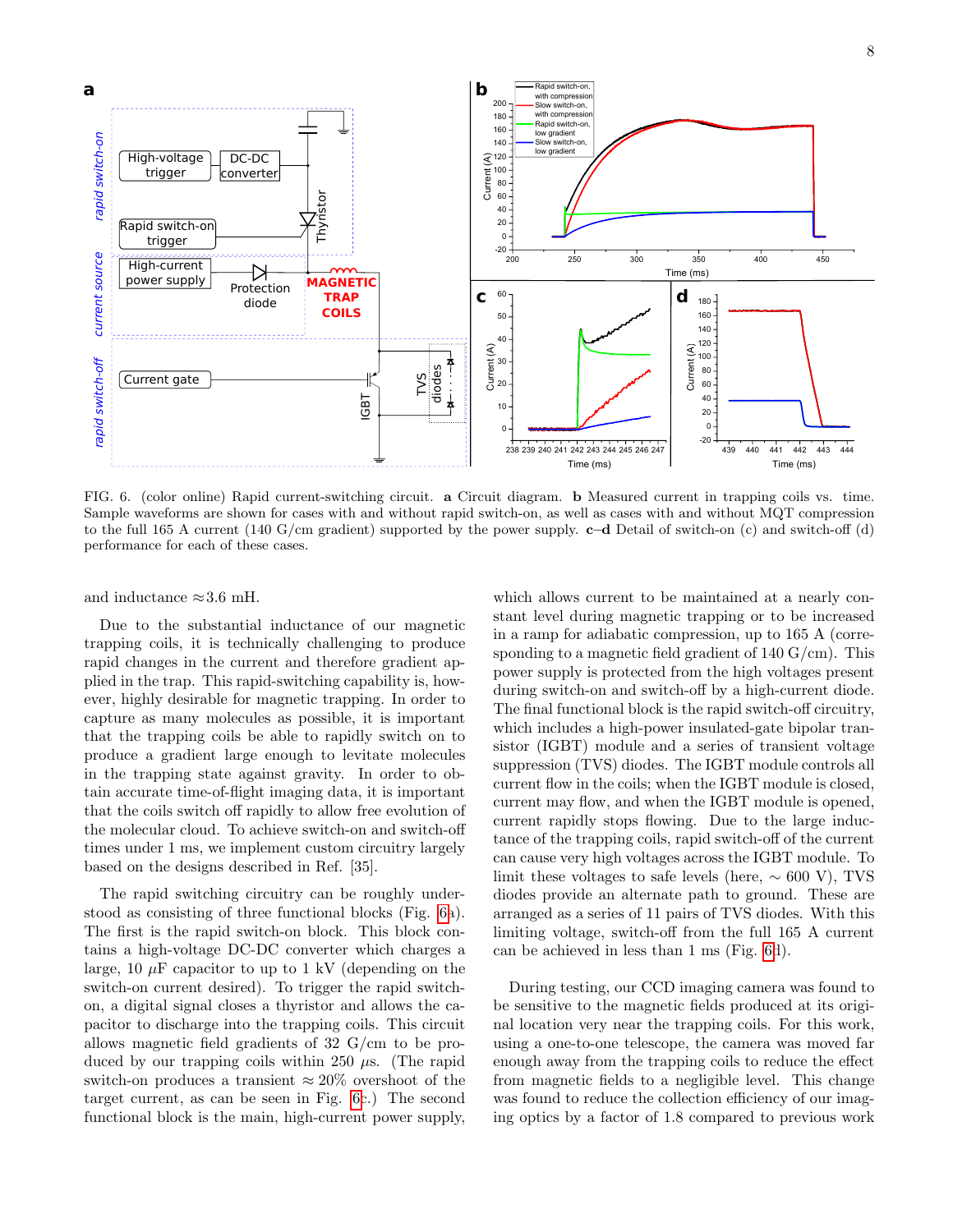FIG. 6. (color online) Rapid current-switching circuit. **a** Circuit diagram. **b** Measured current in trapping coils vs. time. Sample waveforms are shown for cases with and without rapid switch-on, as well as cases with and without MQT compression to the full 165 A current (140 G/cm gradient) supported by the power supply. **c–d** Detail of switch-on (c) and switch-off (d) performance for each of these cases.

and inductance ≈3.6 mH.

Due to the substantial inductance of our magnetic trapping coils, it is technically challenging to produce rapid changes in the current and therefore gradient applied in the trap. This rapid-switching capability is, however, highly desirable for magnetic trapping. In order to capture as many molecules as possible, it is important that the trapping coils be able to rapidly switch on to produce a gradient large enough to levitate molecules in the trapping state against gravity. In order to obtain accurate time-of-flight imaging data, it is important that the coils switch off rapidly to allow free evolution of the molecular cloud. To achieve switch-on and switch-off times under 1 ms, we implement custom circuitry largely based on the designs described in Ref. [35].

The rapid switching circuitry can be roughly understood as consisting of three functional blocks (Fig. 6a). The first is the rapid switch-on block. This block contains a high-voltage DC-DC converter which charges a large, 10 $\mu$F capacitor to up to 1 kV (depending on the switch-on current desired). To trigger the rapid switch-on, a digital signal closes a thyristor and allows the capacitor to discharge into the trapping coils. This circuit allows magnetic field gradients of 32 G/cm to be produced by our trapping coils within 250 $\mu$s. (The rapid switch-on produces a transient ≈ 20% overshoot of the target current, as can be seen in Fig. 6c.) The second functional block is the main, high-current power supply, which allows current to be maintained at a nearly constant level during magnetic trapping or to be increased in a ramp for adiabatic compression, up to 165 A (corresponding to a magnetic field gradient of 140 G/cm). This power supply is protected from the high voltages present during switch-on and switch-off by a high-current diode. The final functional block is the rapid switch-off circuitry, which includes a high-power insulated-gate bipolar transistor (IGBT) module and a series of transient voltage suppression (TVS) diodes. The IGBT module controls all current flow in the coils; when the IGBT module is closed, current may flow, and when the IGBT module is opened, current rapidly stops flowing. Due to the large inductance of the trapping coils, rapid switch-off of the current can cause very high voltages across the IGBT module. To limit these voltages to safe levels (here, ∼ 600 V), TVS diodes provide an alternate path to ground. These are arranged as a series of 11 pairs of TVS diodes. With this limiting voltage, switch-off from the full 165 A current can be achieved in less than 1 ms (Fig. 6d).

During testing, our CCD imaging camera was found to be sensitive to the magnetic fields produced at its original location very near the trapping coils. For this work, using a one-to-one telescope, the camera was moved far enough away from the trapping coils to reduce the effect from magnetic fields to a negligible level. This change was found to reduce the collection efficiency of our imaging optics by a factor of 1.8 compared to previous work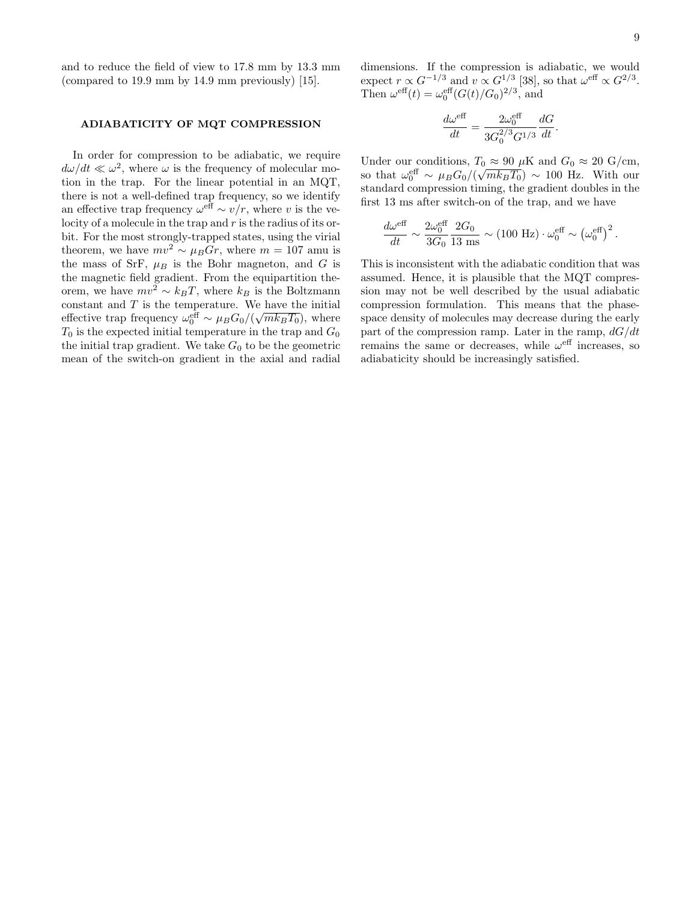and to reduce the field of view to 17.8 mm by 13.3 mm (compared to 19.9 mm by 14.9 mm previously) [15].

### ADIABATICITY OF MQT COMPRESSION

In order for compression to be adiabatic, we require $d\omega/dt \ll \omega^2$, where $\omega$ is the frequency of molecular motion in the trap. For the linear potential in an MQT, there is not a well-defined trap frequency, so we identify an effective trap frequency $\omega^{\rm eff} \sim v/r$, where $v$ is the velocity of a molecule in the trap and $r$ is the radius of its orbit. For the most strongly-trapped states, using the virial theorem, we have $mv^2 \sim \mu_B G r$, where $m = 107$ amu is the mass of SrF, $\mu_B$ is the Bohr magneton, and $G$ is the magnetic field gradient. From the equipartition theorem, we have $mv^2 \sim k_B T$, where $k_B$ is the Boltzmann constant and $T$ is the temperature. We have the initial effective trap frequency $\omega_0^{\rm eff} \sim \mu_B G_0/(\sqrt{m k_B T_0})$, where $T_0$ is the expected initial temperature in the trap and $G_0$ the initial trap gradient. We take $G_0$ to be the geometric mean of the switch-on gradient in the axial and radial dimensions. If the compression is adiabatic, we would expect $r \propto G^{-1/3}$ and $v \propto G^{1/3}$ [38], so that $\omega^{\rm eff} \propto G^{2/3}$. Then $\omega^{\rm eff}(t) = \omega_0^{\rm eff}(G(t)/G_0)^{2/3}$, and

$$\frac{d\omega^{\rm eff}}{dt} = \frac{2\omega_0^{\rm eff}}{3G_0^{2/3}G^{1/3}}\frac{dG}{dt}.$$

Under our conditions, $T_0 \approx 90$ $\mu$K and $G_0 \approx 20$ G/cm, so that $\omega_0^{\rm eff} \sim \mu_B G_0/(\sqrt{m k_B T_0}) \sim 100$ Hz. With our standard compression timing, the gradient doubles in the first 13 ms after switch-on of the trap, and we have

$$\frac{d\omega^{\rm eff}}{dt} \sim \frac{2\omega_0^{\rm eff}}{3G_0}\frac{2G_0}{13\ \text{ms}} \sim (100\ \text{Hz}) \cdot \omega_0^{\rm eff} \sim \left(\omega_0^{\rm eff}\right)^2.$$

This is inconsistent with the adiabatic condition that was assumed. Hence, it is plausible that the MQT compression may not be well described by the usual adiabatic compression formulation. This means that the phase-space density of molecules may decrease during the early part of the compression ramp. Later in the ramp, $dG/dt$ remains the same or decreases, while $\omega^{\rm eff}$ increases, so adiabaticity should be increasingly satisfied.